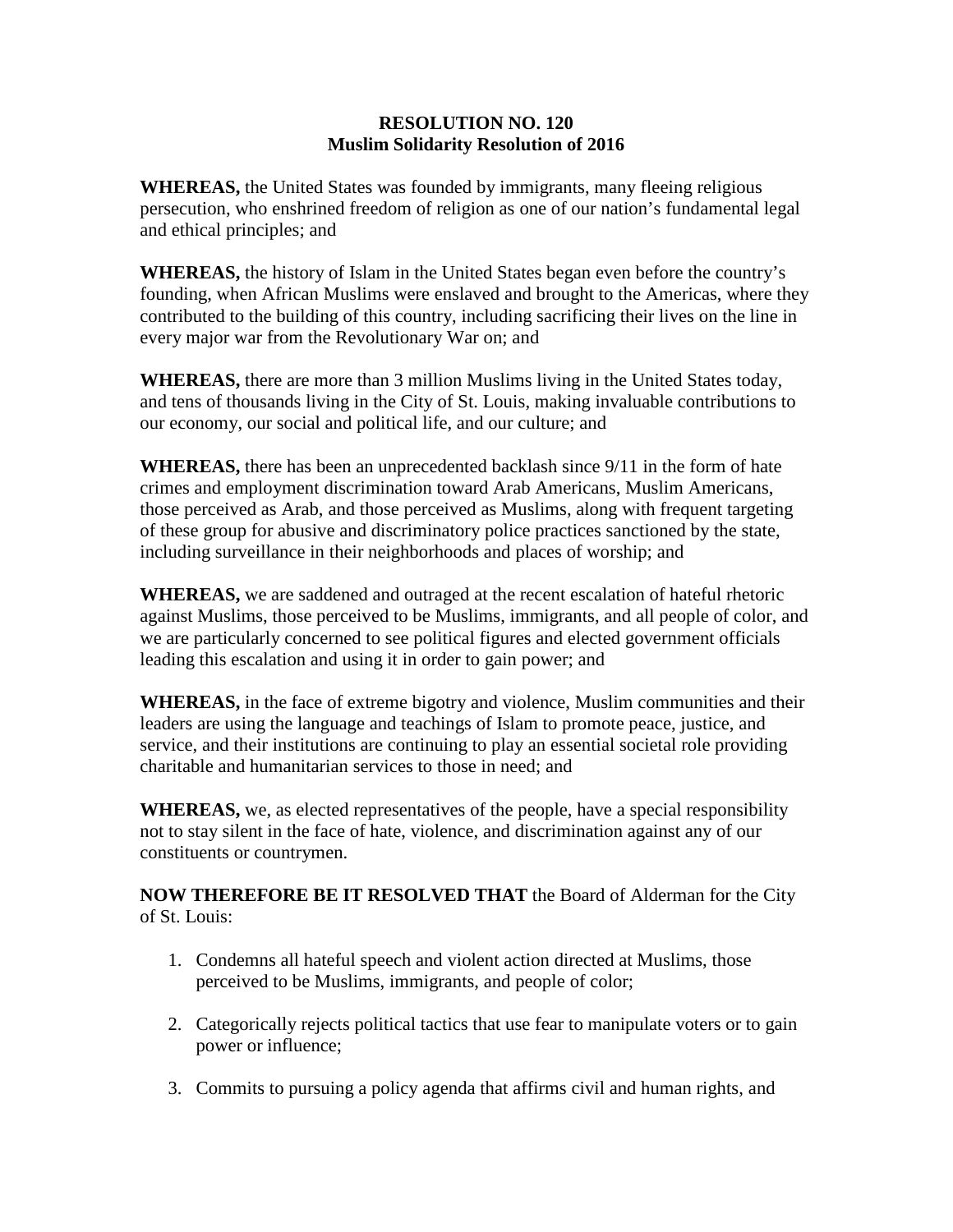**RESOLUTION NO. 120**
**Muslim Solidarity Resolution of 2016**

**WHEREAS,** the United States was founded by immigrants, many fleeing religious persecution, who enshrined freedom of religion as one of our nation's fundamental legal and ethical principles; and

**WHEREAS,** the history of Islam in the United States began even before the country's founding, when African Muslims were enslaved and brought to the Americas, where they contributed to the building of this country, including sacrificing their lives on the line in every major war from the Revolutionary War on; and

**WHEREAS,** there are more than 3 million Muslims living in the United States today, and tens of thousands living in the City of St. Louis, making invaluable contributions to our economy, our social and political life, and our culture; and

**WHEREAS,** there has been an unprecedented backlash since 9/11 in the form of hate crimes and employment discrimination toward Arab Americans, Muslim Americans, those perceived as Arab, and those perceived as Muslims, along with frequent targeting of these group for abusive and discriminatory police practices sanctioned by the state, including surveillance in their neighborhoods and places of worship; and

**WHEREAS,** we are saddened and outraged at the recent escalation of hateful rhetoric against Muslims, those perceived to be Muslims, immigrants, and all people of color, and we are particularly concerned to see political figures and elected government officials leading this escalation and using it in order to gain power; and

**WHEREAS,** in the face of extreme bigotry and violence, Muslim communities and their leaders are using the language and teachings of Islam to promote peace, justice, and service, and their institutions are continuing to play an essential societal role providing charitable and humanitarian services to those in need; and

**WHEREAS,** we, as elected representatives of the people, have a special responsibility not to stay silent in the face of hate, violence, and discrimination against any of our constituents or countrymen.

**NOW THEREFORE BE IT RESOLVED THAT** the Board of Alderman for the City of St. Louis:

1. Condemns all hateful speech and violent action directed at Muslims, those perceived to be Muslims, immigrants, and people of color;

2. Categorically rejects political tactics that use fear to manipulate voters or to gain power or influence;

3. Commits to pursuing a policy agenda that affirms civil and human rights, and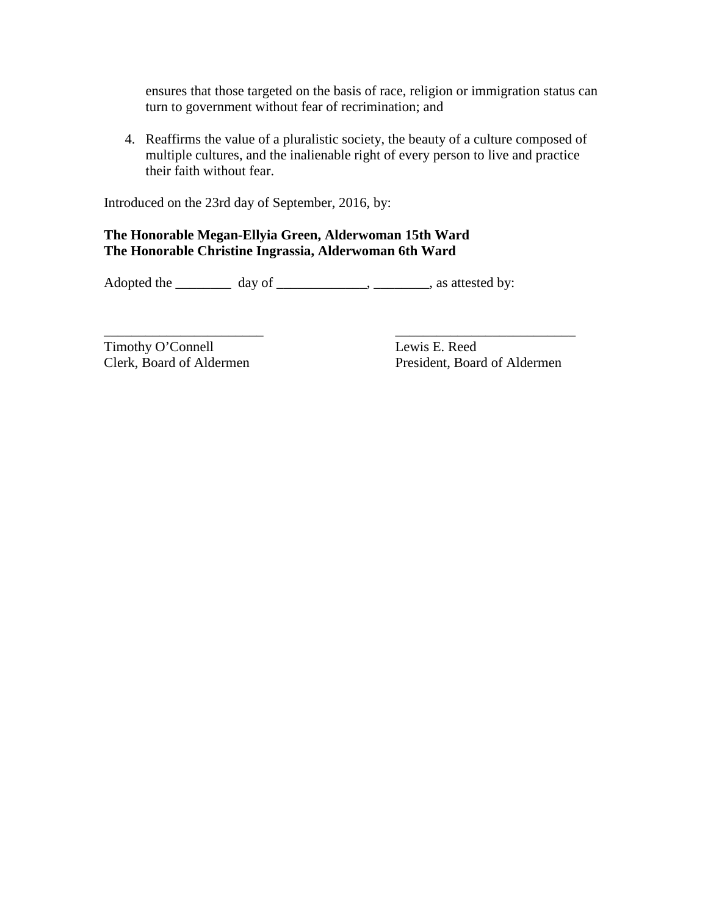ensures that those targeted on the basis of race, religion or immigration status can turn to government without fear of recrimination; and

4. Reaffirms the value of a pluralistic society, the beauty of a culture composed of multiple cultures, and the inalienable right of every person to live and practice their faith without fear.

Introduced on the 23rd day of September, 2016, by:

**The Honorable Megan-Ellyia Green, Alderwoman 15th Ward**
**The Honorable Christine Ingrassia, Alderwoman 6th Ward**

Adopted the ________ day of _____________, ________, as attested by:

_______________________
Timothy O'Connell
Clerk, Board of Aldermen

__________________________
Lewis E. Reed
President, Board of Aldermen